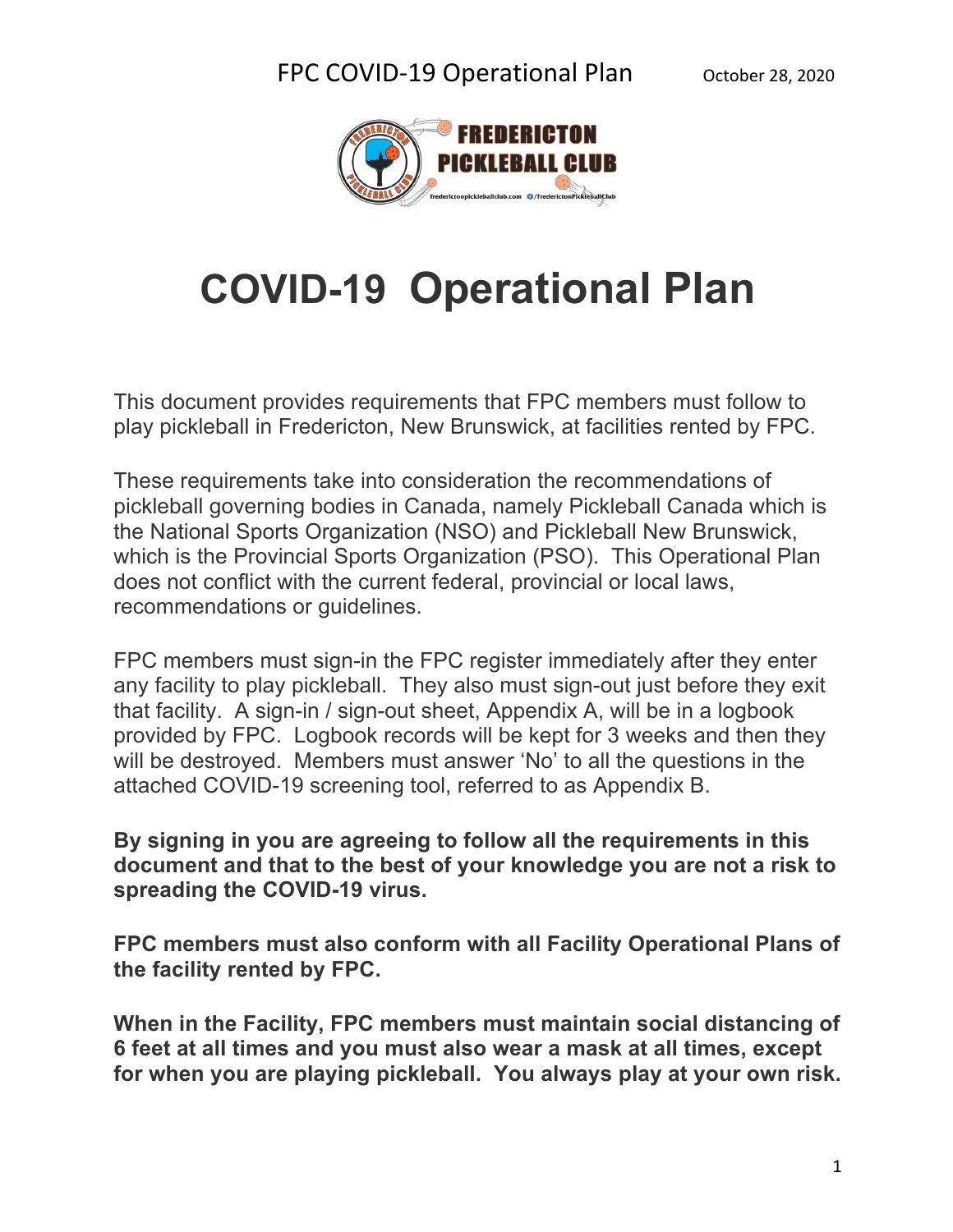# COVID-19 Operational Plan

This document provides requirements that FPC members must follow to play pickleball in Fredericton, New Brunswick, at facilities rented by FPC.

These requirements take into consideration the recommendations of pickleball governing bodies in Canada, namely Pickleball Canada which is the National Sports Organization (NSO) and Pickleball New Brunswick, which is the Provincial Sports Organization (PSO). This Operational Plan does not conflict with the current federal, provincial or local laws, recommendations or guidelines.

FPC members must sign-in the FPC register immediately after they enter any facility to play pickleball. They also must sign-out just before they exit that facility. A sign-in / sign-out sheet, Appendix A, will be in a logbook provided by FPC. Logbook records will be kept for 3 weeks and then they will be destroyed. Members must answer 'No' to all the questions in the attached COVID-19 screening tool, referred to as Appendix B.

**By signing in you are agreeing to follow all the requirements in this document and that to the best of your knowledge you are not a risk to spreading the COVID-19 virus.**

**FPC members must also conform with all Facility Operational Plans of the facility rented by FPC.**

**When in the Facility, FPC members must maintain social distancing of 6 feet at all times and you must also wear a mask at all times, except for when you are playing pickleball. You always play at your own risk.**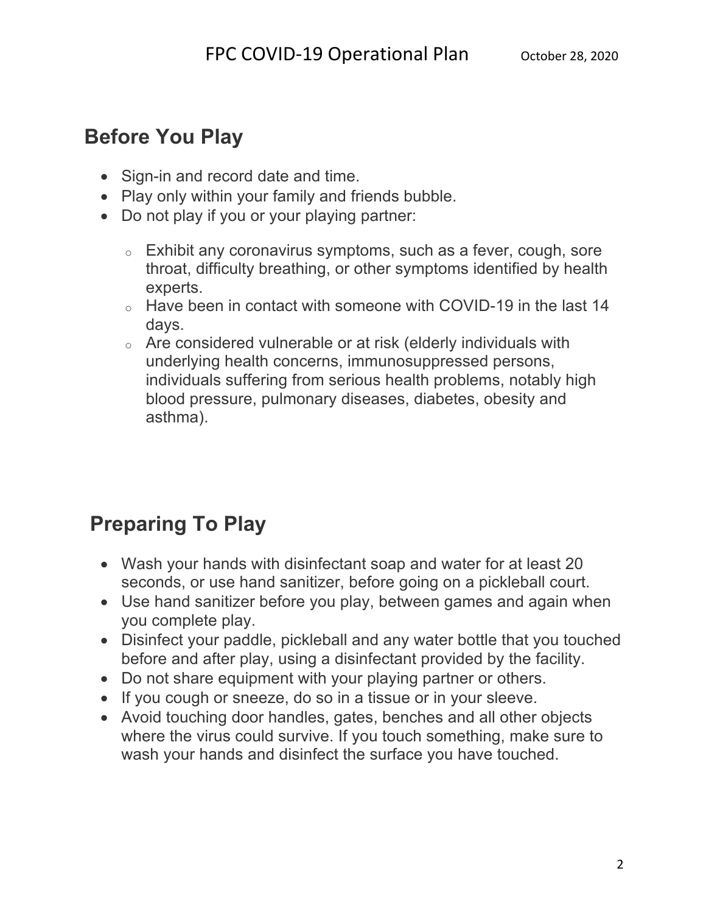## Before You Play

- Sign-in and record date and time.
- Play only within your family and friends bubble.
- Do not play if you or your playing partner:
  - Exhibit any coronavirus symptoms, such as a fever, cough, sore throat, difficulty breathing, or other symptoms identified by health experts.
  - Have been in contact with someone with COVID-19 in the last 14 days.
  - Are considered vulnerable or at risk (elderly individuals with underlying health concerns, immunosuppressed persons, individuals suffering from serious health problems, notably high blood pressure, pulmonary diseases, diabetes, obesity and asthma).

## Preparing To Play

- Wash your hands with disinfectant soap and water for at least 20 seconds, or use hand sanitizer, before going on a pickleball court.
- Use hand sanitizer before you play, between games and again when you complete play.
- Disinfect your paddle, pickleball and any water bottle that you touched before and after play, using a disinfectant provided by the facility.
- Do not share equipment with your playing partner or others.
- If you cough or sneeze, do so in a tissue or in your sleeve.
- Avoid touching door handles, gates, benches and all other objects where the virus could survive. If you touch something, make sure to wash your hands and disinfect the surface you have touched.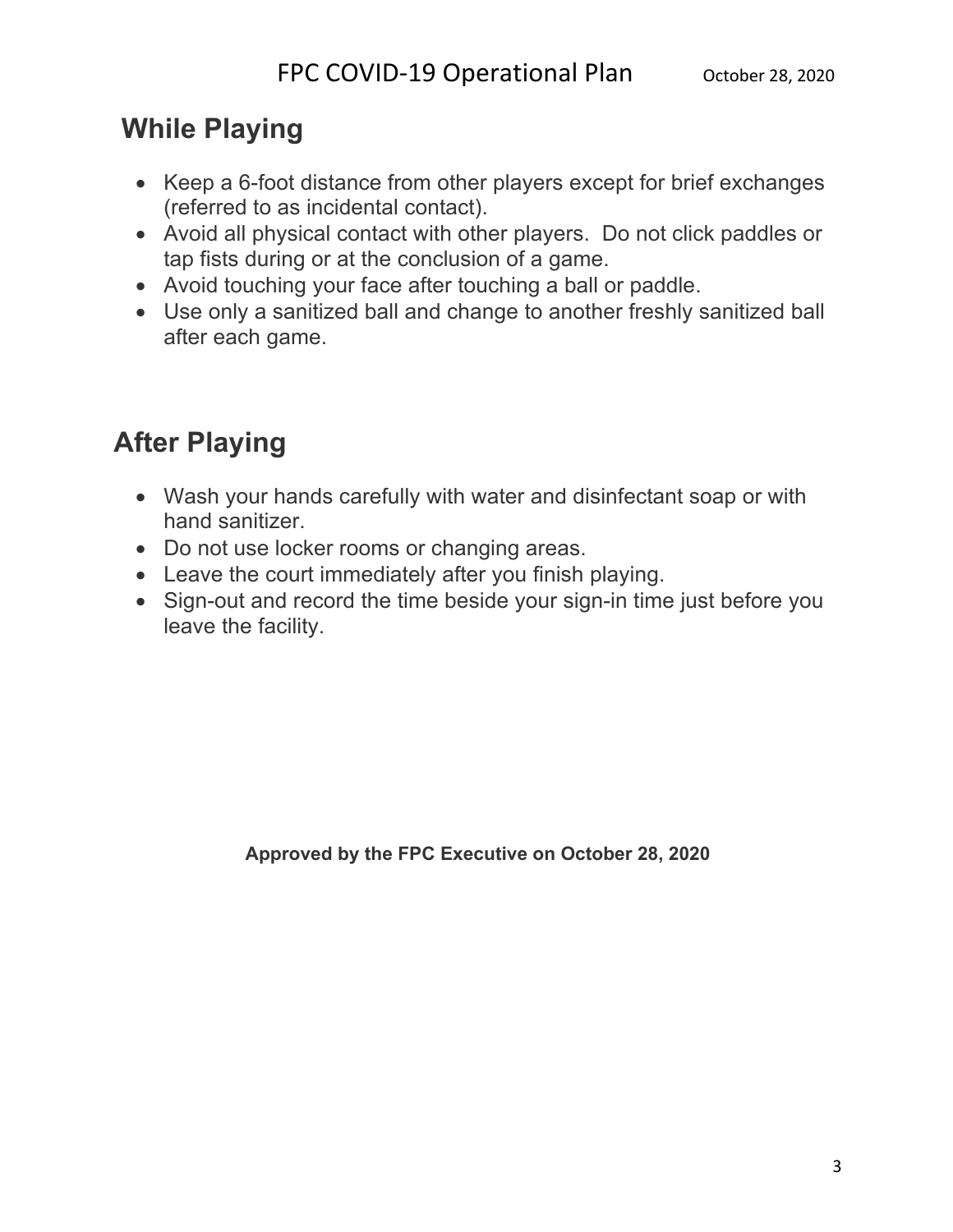## While Playing

- Keep a 6-foot distance from other players except for brief exchanges (referred to as incidental contact).
- Avoid all physical contact with other players. Do not click paddles or tap fists during or at the conclusion of a game.
- Avoid touching your face after touching a ball or paddle.
- Use only a sanitized ball and change to another freshly sanitized ball after each game.

## After Playing

- Wash your hands carefully with water and disinfectant soap or with hand sanitizer.
- Do not use locker rooms or changing areas.
- Leave the court immediately after you finish playing.
- Sign-out and record the time beside your sign-in time just before you leave the facility.

**Approved by the FPC Executive on October 28, 2020**